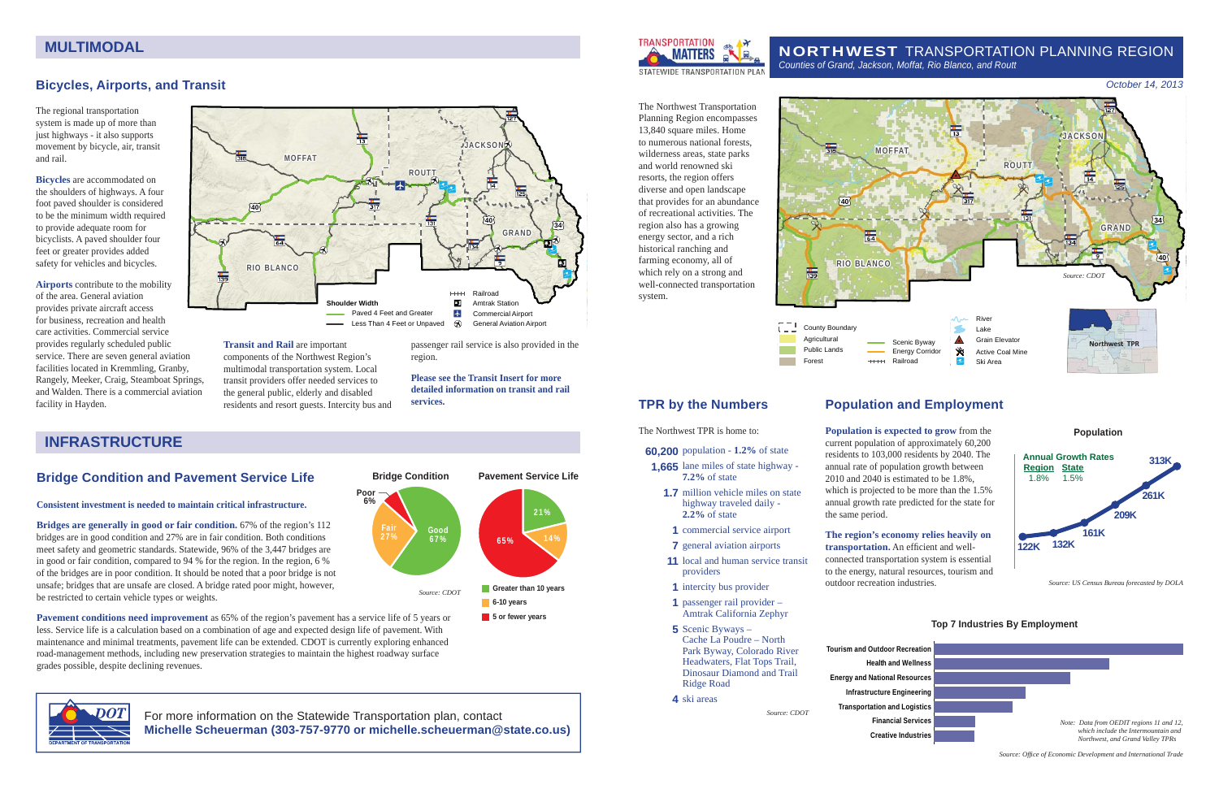# NORTHWEST TRANSPORTATION PLANNING REGION

*Counties of Grand, Jackson, Moffat, Rio Blanco, and Routt*

*October 14, 2013*

The Northwest Transportation Planning Region encompasses 13,840 square miles. Home to numerous national forests, wilderness areas, state parks and world renowned ski resorts, the region offers diverse and open landscape that provides for an abundance of recreational activities. The region also has a growing energy sector, and a rich historical ranching and farming economy, all of which rely on a strong and well-connected transportation system.

## TPR by the Numbers

The Northwest TPR is home to:

- **60,200** population - **1.2%** of state
- **1,665** lane miles of state highway - **7.2%** of state
- **1.7** million vehicle miles on state highway traveled daily - **2.2%** of state
- **1** commercial service airport
- **7** general aviation airports
- **11** local and human service transit providers
- **1** intercity bus provider
- **1** passenger rail provider – Amtrak California Zephyr
- **5** Scenic Byways – Cache La Poudre – North Park Byway, Colorado River Headwaters, Flat Tops Trail, Dinosaur Diamond and Trail Ridge Road
- **4** ski areas

*Source: CDOT*

## Population and Employment

**Population is expected to grow** from the current population of approximately 60,200 residents to 103,000 residents by 2040. The annual rate of population growth between 2010 and 2040 is estimated to be 1.8%, which is projected to be more than the 1.5% annual growth rate predicted for the state for the same period.

**The region's economy relies heavily on transportation.** An efficient and well-connected transportation system is essential to the energy, natural resources, tourism and outdoor recreation industries.

**Population**

| Annual Growth Rates | |
|---|---|
| Region | State |
| 1.8% | 1.5% |

122K, 132K, 161K, 209K, 261K, 313K

*Source: US Census Bureau forecasted by DOLA*

**Top 7 Industries By Employment**

- Tourism and Outdoor Recreation
- Health and Wellness
- Energy and National Resources
- Infrastructure Engineering
- Transportation and Logistics
- Financial Services
- Creative Industries

*Note: Data from OEDIT regions 11 and 12, which include the Intermountain and Northwest, and Grand Valley TPRs*

*Source: Office of Economic Development and International Trade*

## MULTIMODAL

### Bicycles, Airports, and Transit

The regional transportation system is made up of more than just highways - it also supports movement by bicycle, air, transit and rail.

**Bicycles** are accommodated on the shoulders of highways. A four foot paved shoulder is considered to be the minimum width required to provide adequate room for bicyclists. A paved shoulder four feet or greater provides added safety for vehicles and bicycles.

**Airports** contribute to the mobility of the area. General aviation provides private aircraft access for business, recreation and health care activities. Commercial service provides regularly scheduled public service. There are seven general aviation facilities located in Kremmling, Granby, Rangely, Meeker, Craig, Steamboat Springs, and Walden. There is a commercial aviation facility in Hayden.

**Transit and Rail** are important components of the Northwest Region's multimodal transportation system. Local transit providers offer needed services to the general public, elderly and disabled residents and resort guests. Intercity bus and passenger rail service is also provided in the region.

**Please see the Transit Insert for more detailed information on transit and rail services.**

## INFRASTRUCTURE

### Bridge Condition and Pavement Service Life

**Consistent investment is needed to maintain critical infrastructure.**

**Bridges are generally in good or fair condition.** 67% of the region's 112 bridges are in good condition and 27% are in fair condition. Both conditions meet safety and geometric standards. Statewide, 96% of the 3,447 bridges are in good or fair condition, compared to 94 % for the region. In the region, 6 % of the bridges are in poor condition. It should be noted that a poor bridge is not unsafe; bridges that are unsafe are closed. A bridge rated poor might, however, be restricted to certain vehicle types or weights.

**Pavement conditions need improvement** as 65% of the region's pavement has a service life of 5 years or less. Service life is a calculation based on a combination of age and expected design life of pavement. With maintenance and minimal treatments, pavement life can be extended. CDOT is currently exploring enhanced road-management methods, including new preservation strategies to maintain the highest roadway surface grades possible, despite declining revenues.

**Bridge Condition**: Good 67%, Fair 27%, Poor 6%

**Pavement Service Life**: Greater than 10 years 21%, 6-10 years 14%, 5 or fewer years 65%

*Source: CDOT*

For more information on the Statewide Transportation plan, contact **Michelle Scheuerman (303-757-9770 or michelle.scheuerman@state.co.us)**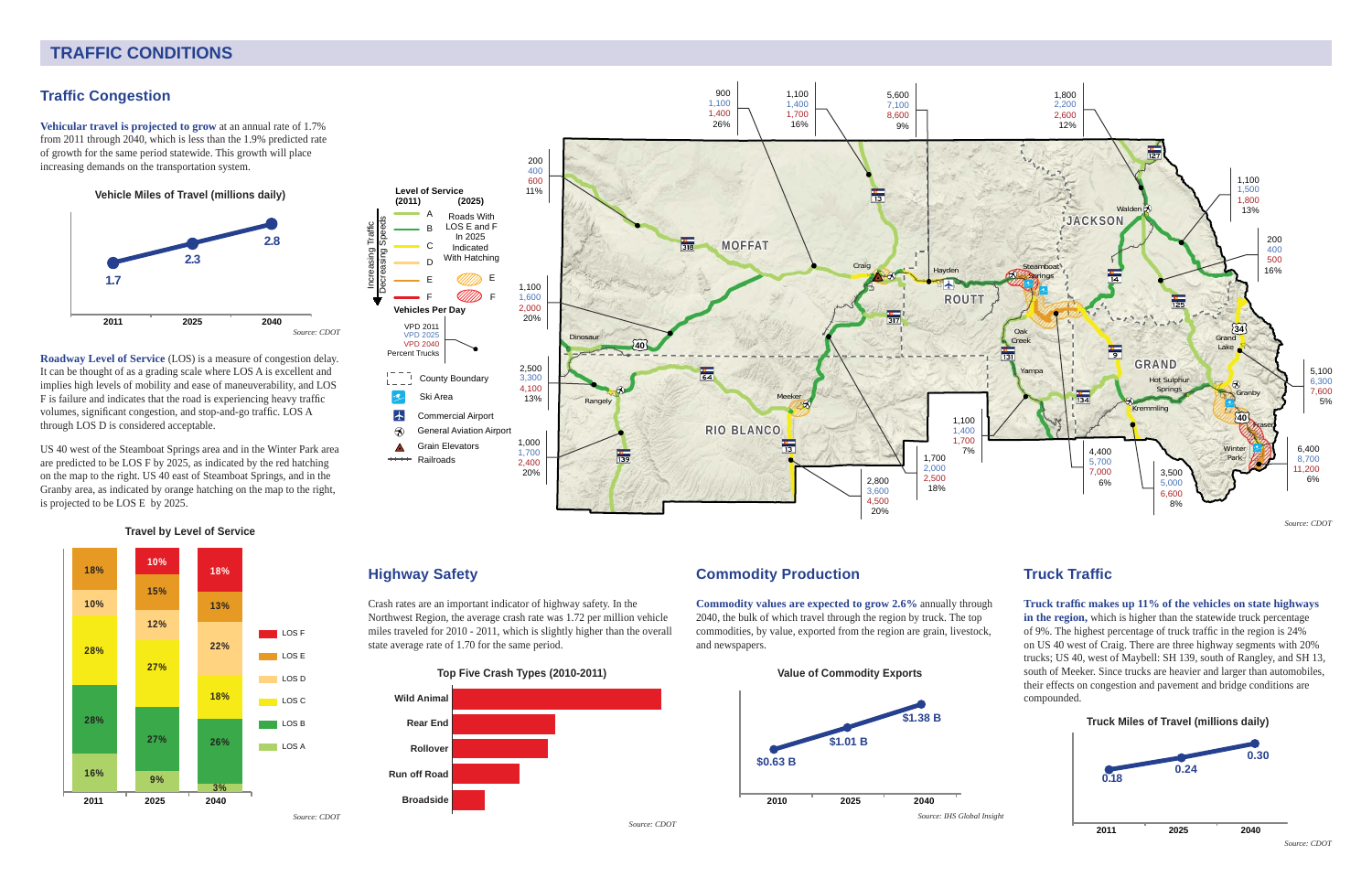# TRAFFIC CONDITIONS

## Traffic Congestion

**Vehicular travel is projected to grow** at an annual rate of 1.7% from 2011 through 2040, which is less than the 1.9% predicted rate of growth for the same period statewide. This growth will place increasing demands on the transportation system.

**Vehicle Miles of Travel (millions daily)**

1.7
2.3
2.8
2011
2025
2040

*Source: CDOT*

**Roadway Level of Service** (LOS) is a measure of congestion delay. It can be thought of as a grading scale where LOS A is excellent and implies high levels of mobility and ease of maneuverability, and LOS F is failure and indicates that the road is experiencing heavy traffic volumes, significant congestion, and stop-and-go traffic. LOS A through LOS D is considered acceptable.

US 40 west of the Steamboat Springs area and in the Winter Park area are predicted to be LOS F by 2025, as indicated by the red hatching on the map to the right. US 40 east of Steamboat Springs, and in the Granby area, as indicated by orange hatching on the map to the right, is projected to be LOS E by 2025.

**Travel by Level of Service**

2011: 18%, 10%, 28%, 28%, 16%
2025: 10%, 15%, 12%, 27%, 27%, 9%
2040: 18%, 13%, 22%, 18%, 26%, 3%

LOS F
LOS E
LOS D
LOS C
LOS B
LOS A

*Source: CDOT*

Level of Service (2011) (2025)
Increasing Traffic / Decreasing Speeds
A
B
C
D
E
F
Roads With LOS E and F In 2025 Indicated With Hatching
E
F

Vehicles Per Day
VPD 2011
VPD 2025
VPD 2040
Percent Trucks

County Boundary
Ski Area
Commercial Airport
General Aviation Airport
Grain Elevators
Railroads

MOFFAT
ROUTT
JACKSON
GRAND
RIO BLANCO

Craig, Hayden, Steamboat Springs, Oak Creek, Yampa, Walden, Grand Lake, Hot Sulphur Springs, Granby, Kremmling, Fraser, Winter Park, Meeker, Rangely, Dinosaur

900 / 1,100 / 1,400 / 26%
1,100 / 1,400 / 1,700 / 16%
5,600 / 7,100 / 8,600 / 9%
1,800 / 2,200 / 2,600 / 12%
200 / 400 / 600 / 11%
1,100 / 1,500 / 1,800 / 13%
200 / 400 / 500 / 16%
1,100 / 1,600 / 2,000 / 20%
2,500 / 3,300 / 4,100 / 13%
5,100 / 6,300 / 7,600 / 5%
1,100 / 1,400 / 1,700 / 7%
1,000 / 1,700 / 2,400 / 20%
6,400 / 8,700 / 11,200 / 6%
4,400 / 5,700 / 7,000 / 6%
1,700 / 2,000 / 2,500 / 18%
3,500 / 5,000 / 6,600 / 8%
2,800 / 3,600 / 4,500 / 20%

*Source: CDOT*

## Highway Safety

Crash rates are an important indicator of highway safety. In the Northwest Region, the average crash rate was 1.72 per million vehicle miles traveled for 2010 - 2011, which is slightly higher than the overall state average rate of 1.70 for the same period.

**Top Five Crash Types (2010-2011)**

Wild Animal
Rear End
Rollover
Run off Road
Broadside

*Source: CDOT*

## Commodity Production

**Commodity values are expected to grow 2.6%** annually through 2040, the bulk of which travel through the region by truck. The top commodities, by value, exported from the region are grain, livestock, and newspapers.

**Value of Commodity Exports**

$0.63 B
$1.01 B
$1.38 B
2010
2025
2040

*Source: IHS Global Insight*

## Truck Traffic

**Truck traffic makes up 11% of the vehicles on state highways in the region,** which is higher than the statewide truck percentage of 9%. The highest percentage of truck traffic in the region is 24% on US 40 west of Craig. There are three highway segments with 20% trucks; US 40, west of Maybell: SH 139, south of Rangley, and SH 13, south of Meeker. Since trucks are heavier and larger than automobiles, their effects on congestion and pavement and bridge conditions are compounded.

**Truck Miles of Travel (millions daily)**

0.18
0.24
0.30
2011
2025
2040

*Source: CDOT*